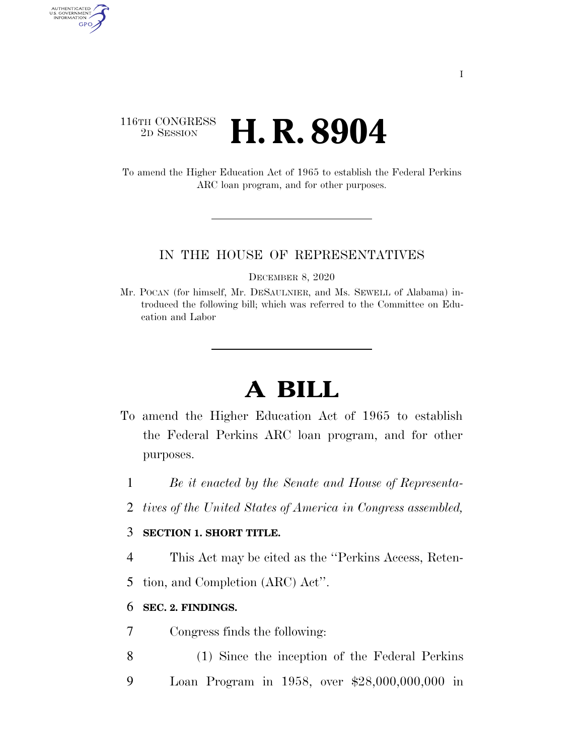116TH CONGRESS
2D SESSION

# H. R. 8904

To amend the Higher Education Act of 1965 to establish the Federal Perkins ARC loan program, and for other purposes.

---

IN THE HOUSE OF REPRESENTATIVES

DECEMBER 8, 2020

Mr. POCAN (for himself, Mr. DESAULNIER, and Ms. SEWELL of Alabama) introduced the following bill; which was referred to the Committee on Education and Labor

---

# A BILL

To amend the Higher Education Act of 1965 to establish the Federal Perkins ARC loan program, and for other purposes.

1 *Be it enacted by the Senate and House of Representa-*
2 *tives of the United States of America in Congress assembled,*

3 **SECTION 1. SHORT TITLE.**

4 This Act may be cited as the ''Perkins Access, Reten-
5 tion, and Completion (ARC) Act''.

6 **SEC. 2. FINDINGS.**

7 Congress finds the following:

8 (1) Since the inception of the Federal Perkins
9 Loan Program in 1958, over $28,000,000,000 in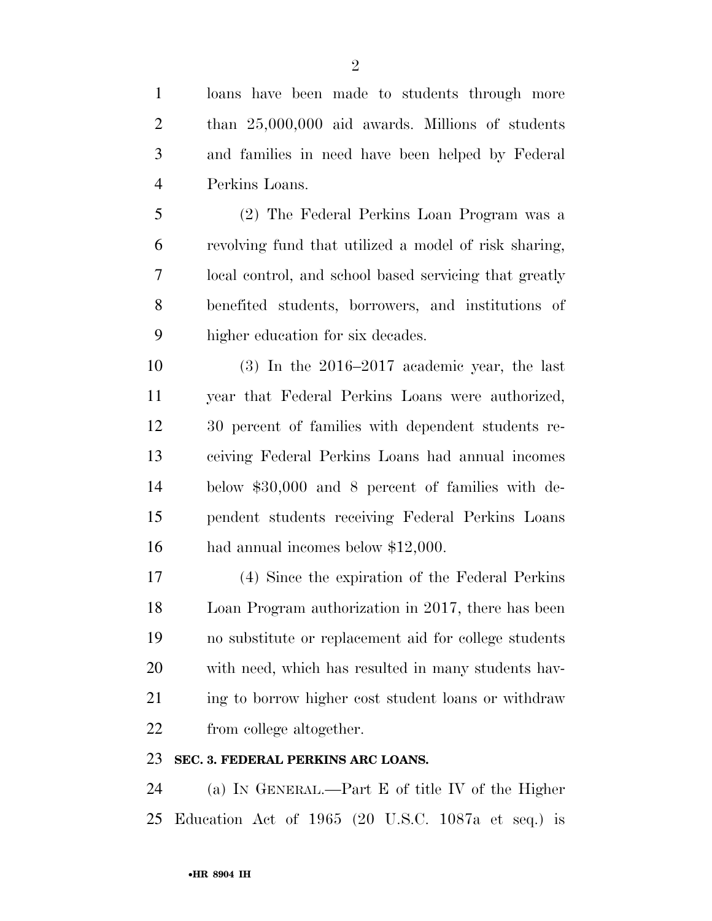loans have been made to students through more than 25,000,000 aid awards. Millions of students and families in need have been helped by Federal Perkins Loans.

(2) The Federal Perkins Loan Program was a revolving fund that utilized a model of risk sharing, local control, and school based servicing that greatly benefited students, borrowers, and institutions of higher education for six decades.

(3) In the 2016–2017 academic year, the last year that Federal Perkins Loans were authorized, 30 percent of families with dependent students receiving Federal Perkins Loans had annual incomes below $30,000 and 8 percent of families with dependent students receiving Federal Perkins Loans had annual incomes below $12,000.

(4) Since the expiration of the Federal Perkins Loan Program authorization in 2017, there has been no substitute or replacement aid for college students with need, which has resulted in many students having to borrow higher cost student loans or withdraw from college altogether.

**SEC. 3. FEDERAL PERKINS ARC LOANS.**

(a) IN GENERAL.—Part E of title IV of the Higher Education Act of 1965 (20 U.S.C. 1087a et seq.) is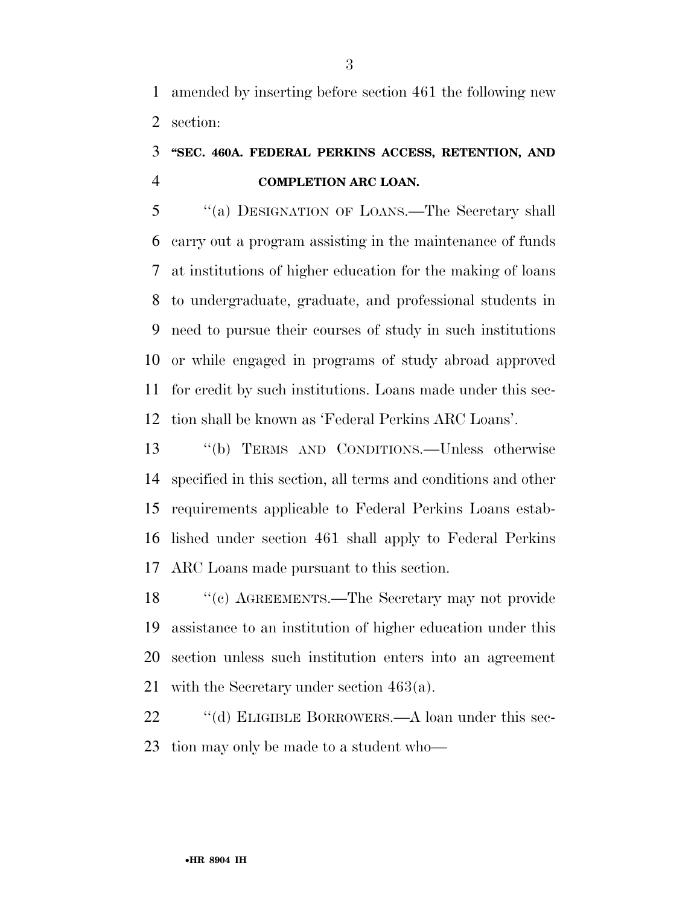amended by inserting before section 461 the following new section:

### "SEC. 460A. FEDERAL PERKINS ACCESS, RETENTION, AND COMPLETION ARC LOAN.

"(a) DESIGNATION OF LOANS.—The Secretary shall carry out a program assisting in the maintenance of funds at institutions of higher education for the making of loans to undergraduate, graduate, and professional students in need to pursue their courses of study in such institutions or while engaged in programs of study abroad approved for credit by such institutions. Loans made under this section shall be known as 'Federal Perkins ARC Loans'.

"(b) TERMS AND CONDITIONS.—Unless otherwise specified in this section, all terms and conditions and other requirements applicable to Federal Perkins Loans established under section 461 shall apply to Federal Perkins ARC Loans made pursuant to this section.

"(c) AGREEMENTS.—The Secretary may not provide assistance to an institution of higher education under this section unless such institution enters into an agreement with the Secretary under section 463(a).

"(d) ELIGIBLE BORROWERS.—A loan under this section may only be made to a student who—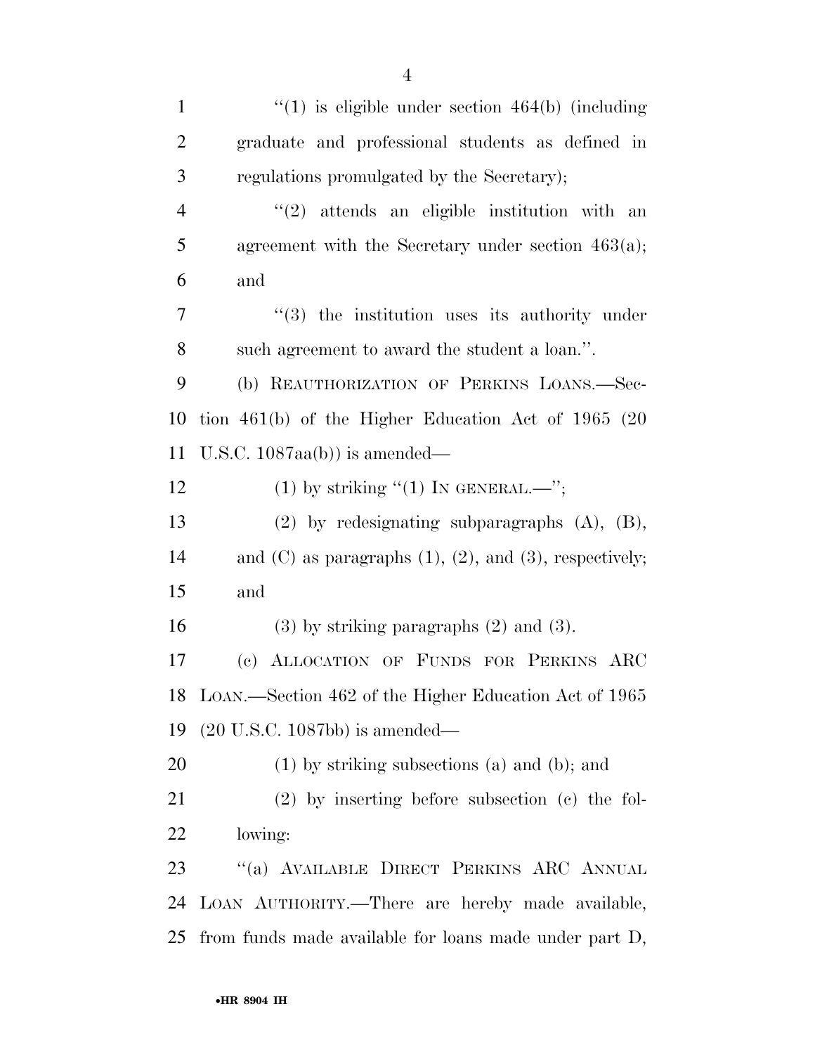"(1) is eligible under section 464(b) (including graduate and professional students as defined in regulations promulgated by the Secretary);

"(2) attends an eligible institution with an agreement with the Secretary under section 463(a); and

"(3) the institution uses its authority under such agreement to award the student a loan.".

(b) REAUTHORIZATION OF PERKINS LOANS.—Section 461(b) of the Higher Education Act of 1965 (20 U.S.C. 1087aa(b)) is amended—

(1) by striking "(1) IN GENERAL.—";

(2) by redesignating subparagraphs (A), (B), and (C) as paragraphs (1), (2), and (3), respectively; and

(3) by striking paragraphs (2) and (3).

(c) ALLOCATION OF FUNDS FOR PERKINS ARC LOAN.—Section 462 of the Higher Education Act of 1965 (20 U.S.C. 1087bb) is amended—

(1) by striking subsections (a) and (b); and

(2) by inserting before subsection (c) the following:

"(a) AVAILABLE DIRECT PERKINS ARC ANNUAL LOAN AUTHORITY.—There are hereby made available, from funds made available for loans made under part D,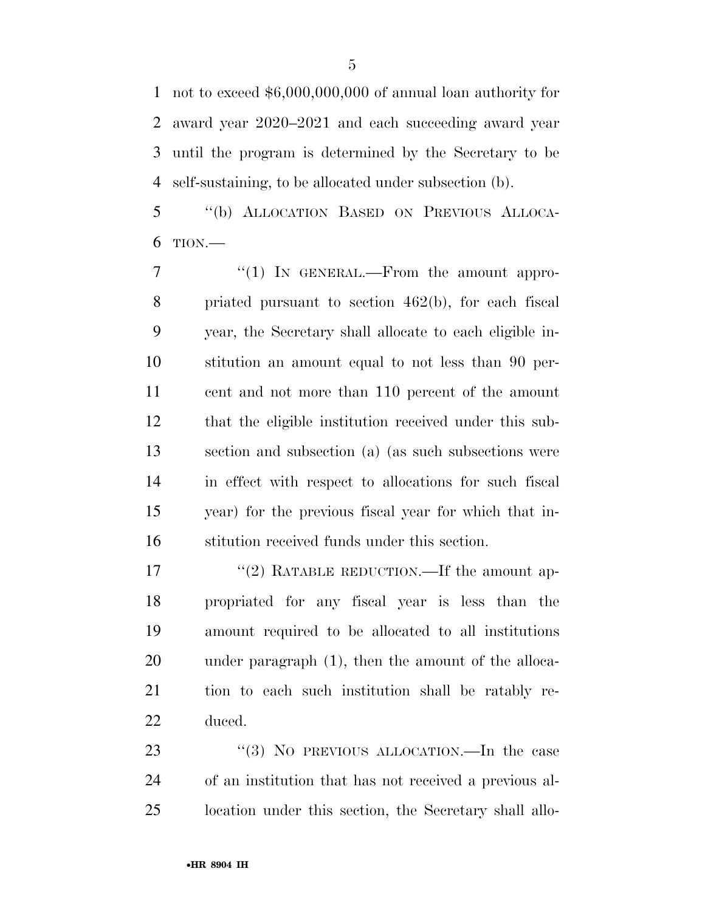not to exceed $6,000,000,000 of annual loan authority for award year 2020–2021 and each succeeding award year until the program is determined by the Secretary to be self-sustaining, to be allocated under subsection (b).

"(b) ALLOCATION BASED ON PREVIOUS ALLOCATION.—

"(1) IN GENERAL.—From the amount appropriated pursuant to section 462(b), for each fiscal year, the Secretary shall allocate to each eligible institution an amount equal to not less than 90 percent and not more than 110 percent of the amount that the eligible institution received under this subsection and subsection (a) (as such subsections were in effect with respect to allocations for such fiscal year) for the previous fiscal year for which that institution received funds under this section.

"(2) RATABLE REDUCTION.—If the amount appropriated for any fiscal year is less than the amount required to be allocated to all institutions under paragraph (1), then the amount of the allocation to each such institution shall be ratably reduced.

"(3) NO PREVIOUS ALLOCATION.—In the case of an institution that has not received a previous allocation under this section, the Secretary shall allo-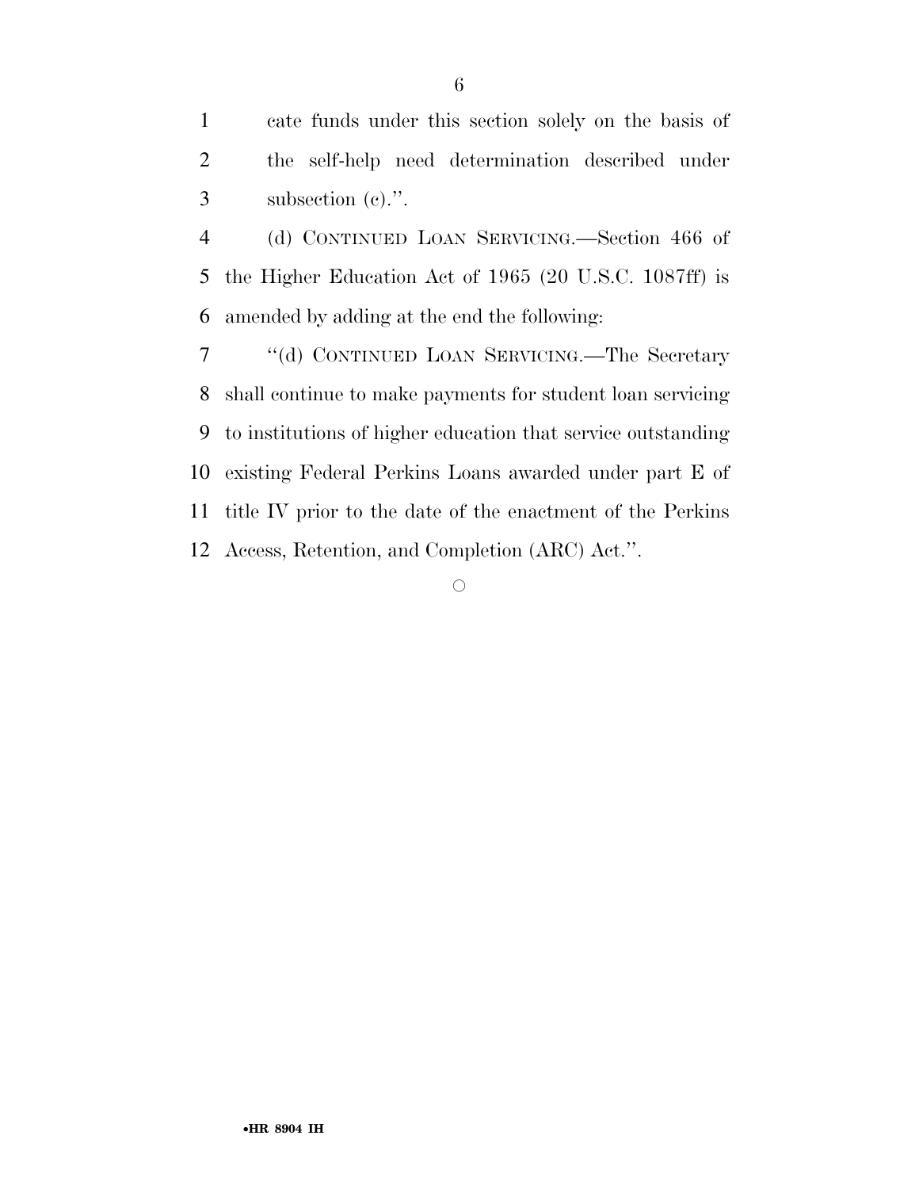cate funds under this section solely on the basis of the self-help need determination described under subsection (c).''.

(d) CONTINUED LOAN SERVICING.—Section 466 of the Higher Education Act of 1965 (20 U.S.C. 1087ff) is amended by adding at the end the following:

''(d) CONTINUED LOAN SERVICING.—The Secretary shall continue to make payments for student loan servicing to institutions of higher education that service outstanding existing Federal Perkins Loans awarded under part E of title IV prior to the date of the enactment of the Perkins Access, Retention, and Completion (ARC) Act.''.